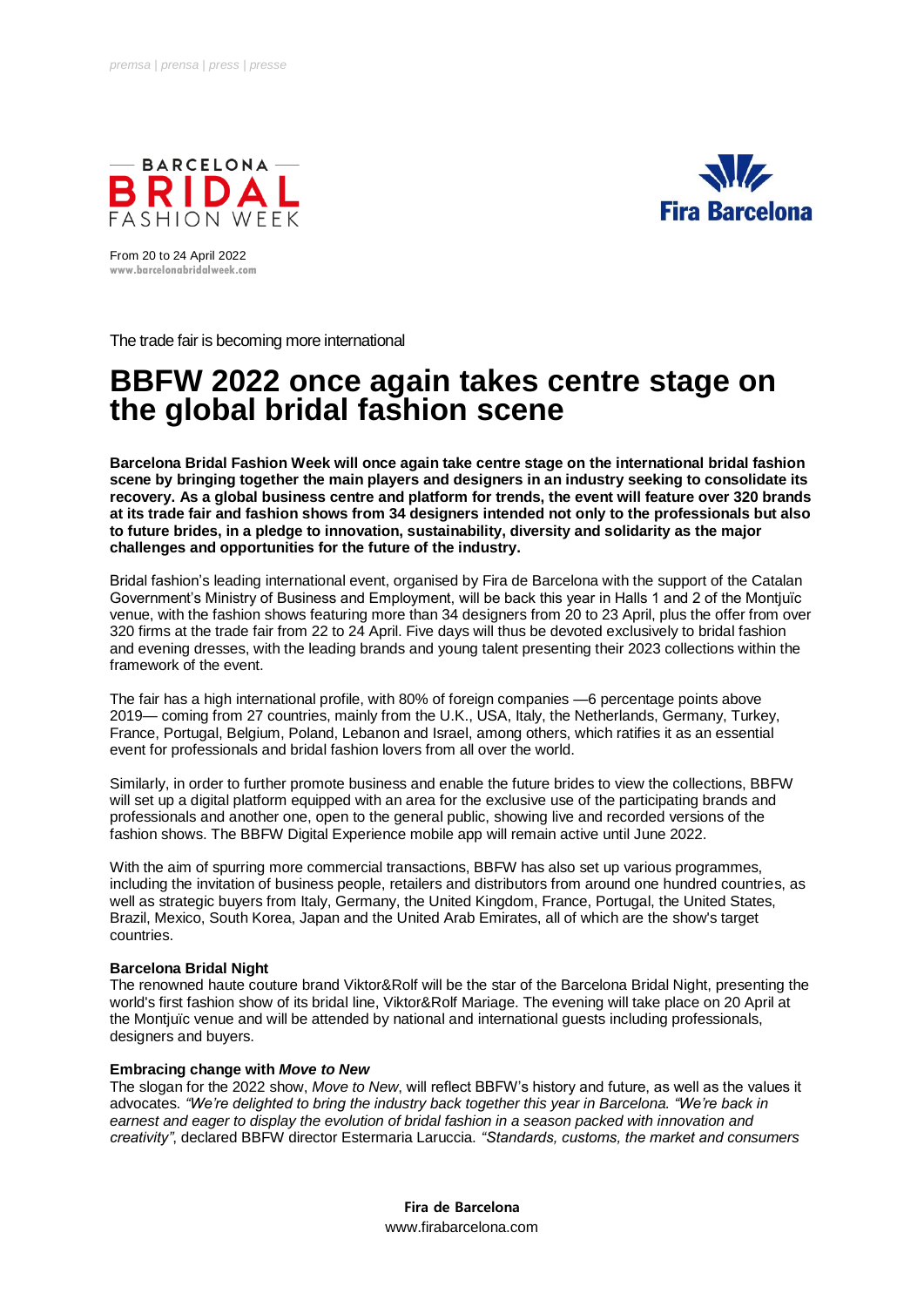premsa | prensa | press | presse

BARCELONA BRIDAL FASHION WEEK

Fira Barcelona

From 20 to 24 April 2022
www.barcelonabridalweek.com

The trade fair is becoming more international

# BBFW 2022 once again takes centre stage on the global bridal fashion scene

**Barcelona Bridal Fashion Week will once again take centre stage on the international bridal fashion scene by bringing together the main players and designers in an industry seeking to consolidate its recovery. As a global business centre and platform for trends, the event will feature over 320 brands at its trade fair and fashion shows from 34 designers intended not only to the professionals but also to future brides, in a pledge to innovation, sustainability, diversity and solidarity as the major challenges and opportunities for the future of the industry.**

Bridal fashion's leading international event, organised by Fira de Barcelona with the support of the Catalan Government's Ministry of Business and Employment, will be back this year in Halls 1 and 2 of the Montjuïc venue, with the fashion shows featuring more than 34 designers from 20 to 23 April, plus the offer from over 320 firms at the trade fair from 22 to 24 April. Five days will thus be devoted exclusively to bridal fashion and evening dresses, with the leading brands and young talent presenting their 2023 collections within the framework of the event.

The fair has a high international profile, with 80% of foreign companies —6 percentage points above 2019— coming from 27 countries, mainly from the U.K., USA, Italy, the Netherlands, Germany, Turkey, France, Portugal, Belgium, Poland, Lebanon and Israel, among others, which ratifies it as an essential event for professionals and bridal fashion lovers from all over the world.

Similarly, in order to further promote business and enable the future brides to view the collections, BBFW will set up a digital platform equipped with an area for the exclusive use of the participating brands and professionals and another one, open to the general public, showing live and recorded versions of the fashion shows. The BBFW Digital Experience mobile app will remain active until June 2022.

With the aim of spurring more commercial transactions, BBFW has also set up various programmes, including the invitation of business people, retailers and distributors from around one hundred countries, as well as strategic buyers from Italy, Germany, the United Kingdom, France, Portugal, the United States, Brazil, Mexico, South Korea, Japan and the United Arab Emirates, all of which are the show's target countries.

**Barcelona Bridal Night**

The renowned haute couture brand Viktor&Rolf will be the star of the Barcelona Bridal Night, presenting the world's first fashion show of its bridal line, Viktor&Rolf Mariage. The evening will take place on 20 April at the Montjuïc venue and will be attended by national and international guests including professionals, designers and buyers.

**Embracing change with *Move to New***

The slogan for the 2022 show, *Move to New*, will reflect BBFW's history and future, as well as the values it advocates. *"We're delighted to bring the industry back together this year in Barcelona. "We're back in earnest and eager to display the evolution of bridal fashion in a season packed with innovation and creativity"*, declared BBFW director Estermaria Laruccia. *"Standards, customs, the market and consumers*

Fira de Barcelona
www.firabarcelona.com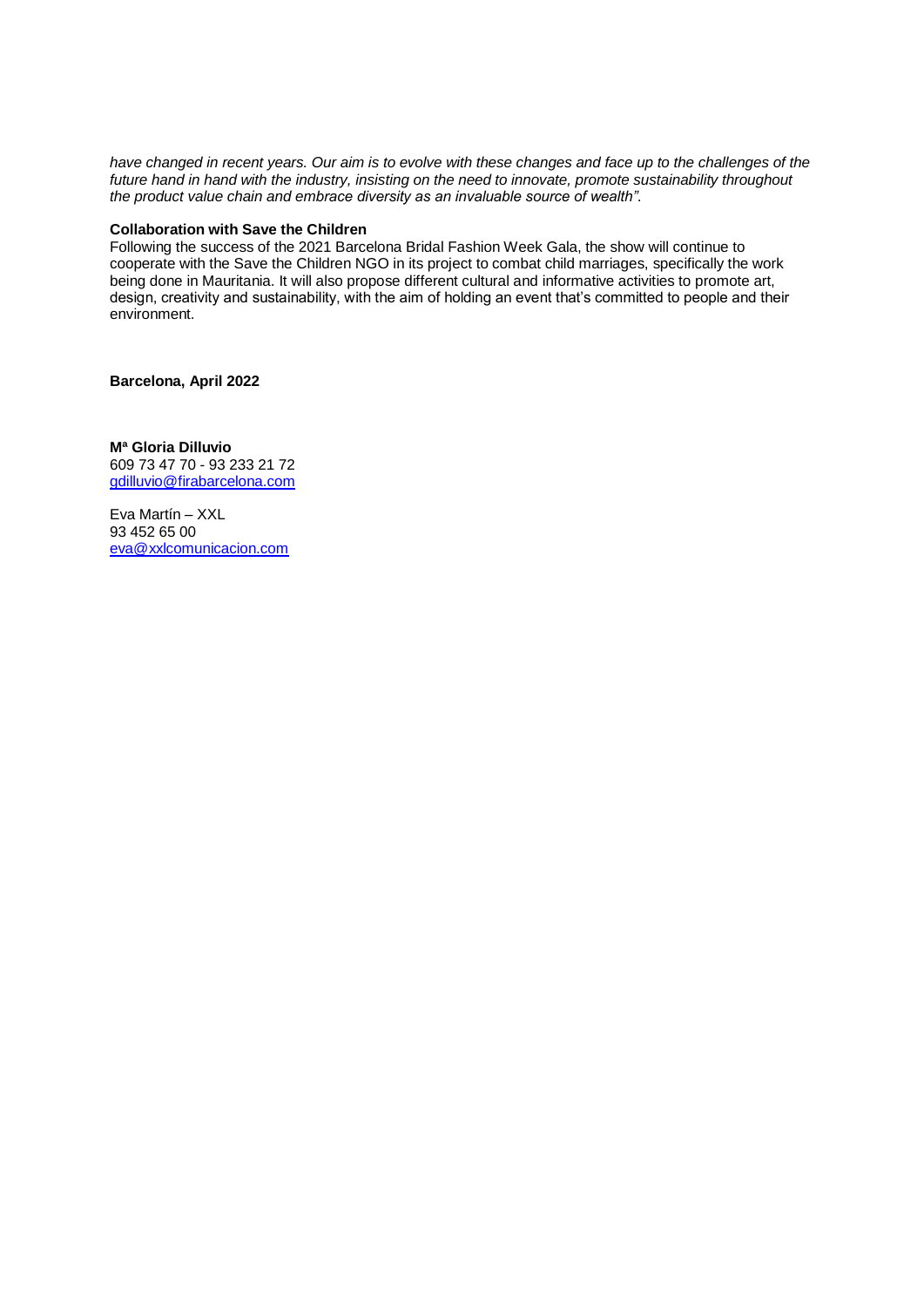*have changed in recent years. Our aim is to evolve with these changes and face up to the challenges of the future hand in hand with the industry, insisting on the need to innovate, promote sustainability throughout the product value chain and embrace diversity as an invaluable source of wealth".*

**Collaboration with Save the Children**

Following the success of the 2021 Barcelona Bridal Fashion Week Gala, the show will continue to cooperate with the Save the Children NGO in its project to combat child marriages, specifically the work being done in Mauritania. It will also propose different cultural and informative activities to promote art, design, creativity and sustainability, with the aim of holding an event that's committed to people and their environment.

**Barcelona, April 2022**

**Mª Gloria Dilluvio**
609 73 47 70 - 93 233 21 72
gdilluvio@firabarcelona.com

Eva Martín – XXL
93 452 65 00
eva@xxlcomunicacion.com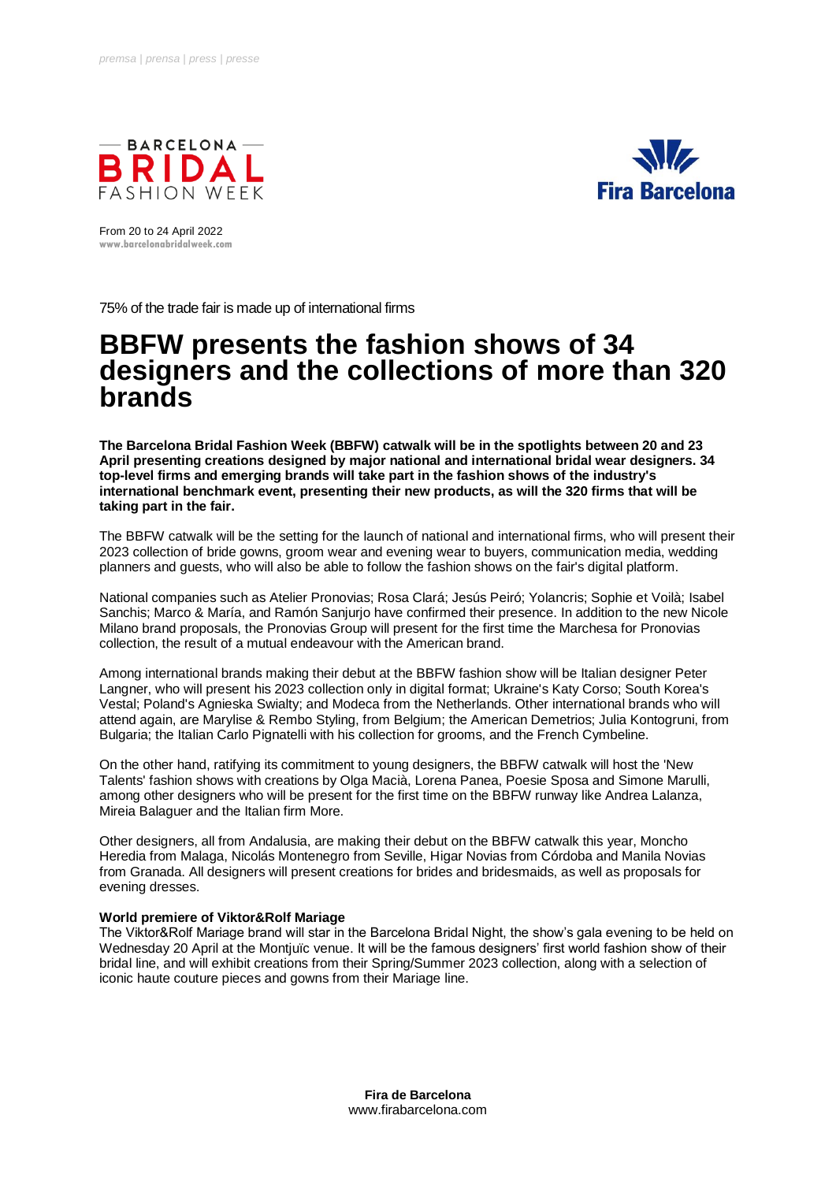*premsa | prensa | press | presse*

BARCELONA BRIDAL FASHION WEEK

Fira Barcelona

From 20 to 24 April 2022
www.barcelonabridalweek.com

75% of the trade fair is made up of international firms

# BBFW presents the fashion shows of 34 designers and the collections of more than 320 brands

**The Barcelona Bridal Fashion Week (BBFW) catwalk will be in the spotlights between 20 and 23 April presenting creations designed by major national and international bridal wear designers. 34 top-level firms and emerging brands will take part in the fashion shows of the industry's international benchmark event, presenting their new products, as will the 320 firms that will be taking part in the fair.**

The BBFW catwalk will be the setting for the launch of national and international firms, who will present their 2023 collection of bride gowns, groom wear and evening wear to buyers, communication media, wedding planners and guests, who will also be able to follow the fashion shows on the fair's digital platform.

National companies such as Atelier Pronovias; Rosa Clará; Jesús Peiró; Yolancris; Sophie et Voilà; Isabel Sanchis; Marco & María, and Ramón Sanjurjo have confirmed their presence. In addition to the new Nicole Milano brand proposals, the Pronovias Group will present for the first time the Marchesa for Pronovias collection, the result of a mutual endeavour with the American brand.

Among international brands making their debut at the BBFW fashion show will be Italian designer Peter Langner, who will present his 2023 collection only in digital format; Ukraine's Katy Corso; South Korea's Vestal; Poland's Agnieska Swialty; and Modeca from the Netherlands. Other international brands who will attend again, are Marylise & Rembo Styling, from Belgium; the American Demetrios; Julia Kontogruni, from Bulgaria; the Italian Carlo Pignatelli with his collection for grooms, and the French Cymbeline.

On the other hand, ratifying its commitment to young designers, the BBFW catwalk will host the 'New Talents' fashion shows with creations by Olga Macià, Lorena Panea, Poesie Sposa and Simone Marulli, among other designers who will be present for the first time on the BBFW runway like Andrea Lalanza, Mireia Balaguer and the Italian firm More.

Other designers, all from Andalusia, are making their debut on the BBFW catwalk this year, Moncho Heredia from Malaga, Nicolás Montenegro from Seville, Higar Novias from Córdoba and Manila Novias from Granada. All designers will present creations for brides and bridesmaids, as well as proposals for evening dresses.

**World premiere of Viktor&Rolf Mariage**

The Viktor&Rolf Mariage brand will star in the Barcelona Bridal Night, the show's gala evening to be held on Wednesday 20 April at the Montjuïc venue. It will be the famous designers' first world fashion show of their bridal line, and will exhibit creations from their Spring/Summer 2023 collection, along with a selection of iconic haute couture pieces and gowns from their Mariage line.

**Fira de Barcelona**
www.firabarcelona.com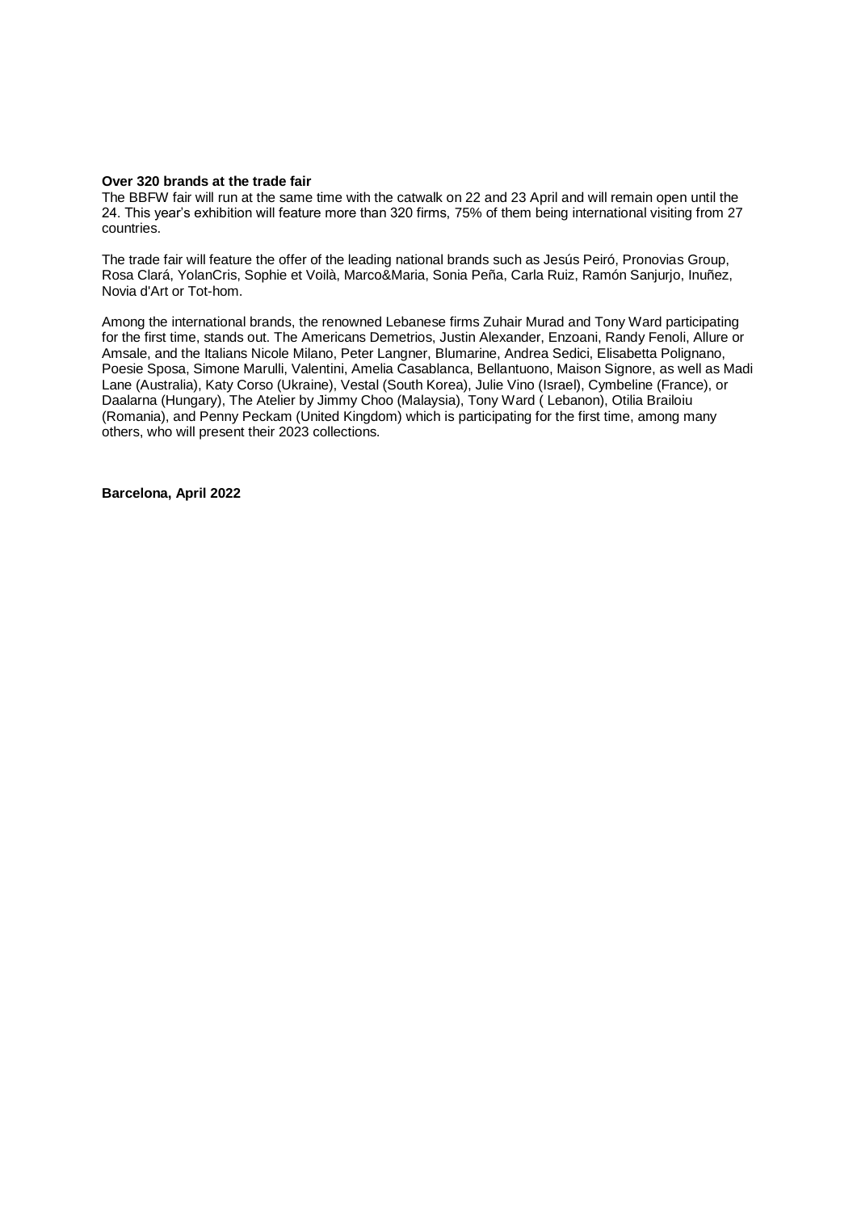**Over 320 brands at the trade fair**

The BBFW fair will run at the same time with the catwalk on 22 and 23 April and will remain open until the 24. This year's exhibition will feature more than 320 firms, 75% of them being international visiting from 27 countries.

The trade fair will feature the offer of the leading national brands such as Jesús Peiró, Pronovias Group, Rosa Clará, YolanCris, Sophie et Voilà, Marco&Maria, Sonia Peña, Carla Ruiz, Ramón Sanjurjo, Inuñez, Novia d'Art or Tot-hom.

Among the international brands, the renowned Lebanese firms Zuhair Murad and Tony Ward participating for the first time, stands out. The Americans Demetrios, Justin Alexander, Enzoani, Randy Fenoli, Allure or Amsale, and the Italians Nicole Milano, Peter Langner, Blumarine, Andrea Sedici, Elisabetta Polignano, Poesie Sposa, Simone Marulli, Valentini, Amelia Casablanca, Bellantuono, Maison Signore, as well as Madi Lane (Australia), Katy Corso (Ukraine), Vestal (South Korea), Julie Vino (Israel), Cymbeline (France), or Daalarna (Hungary), The Atelier by Jimmy Choo (Malaysia), Tony Ward ( Lebanon), Otilia Brailoiu (Romania), and Penny Peckam (United Kingdom) which is participating for the first time, among many others, who will present their 2023 collections.

**Barcelona, April 2022**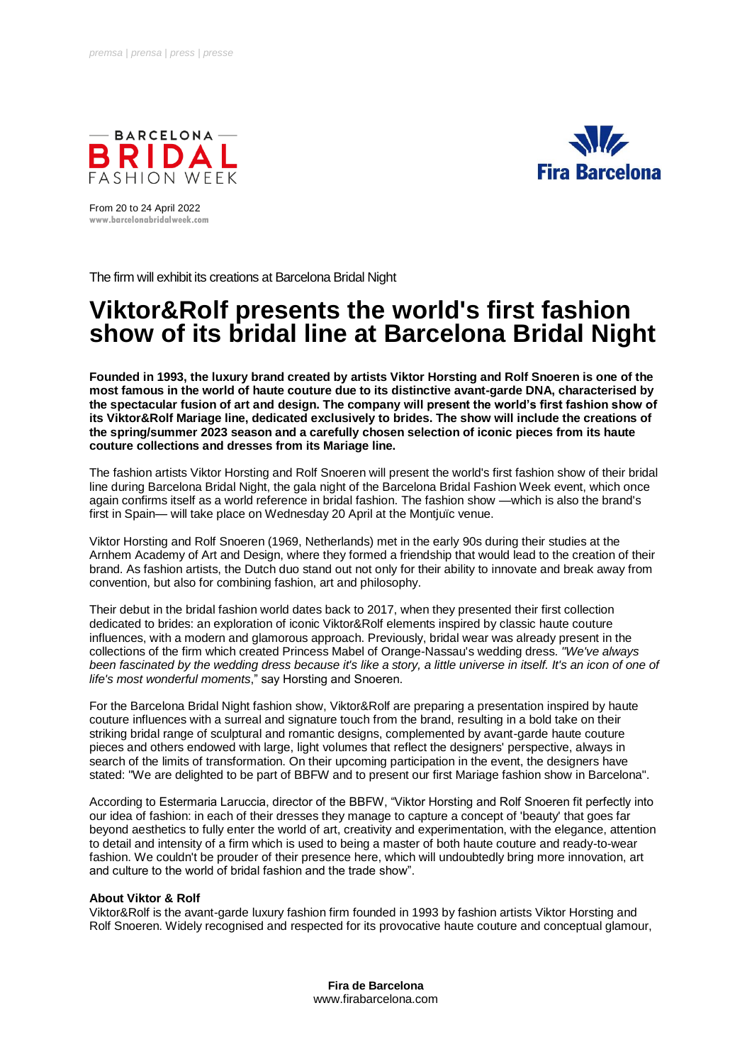premsa | prensa | press | presse

BARCELONA BRIDAL FASHION WEEK

From 20 to 24 April 2022
www.barcelonabridalweek.com

Fira Barcelona

The firm will exhibit its creations at Barcelona Bridal Night

# Viktor&Rolf presents the world's first fashion show of its bridal line at Barcelona Bridal Night

**Founded in 1993, the luxury brand created by artists Viktor Horsting and Rolf Snoeren is one of the most famous in the world of haute couture due to its distinctive avant-garde DNA, characterised by the spectacular fusion of art and design. The company will present the world's first fashion show of its Viktor&Rolf Mariage line, dedicated exclusively to brides. The show will include the creations of the spring/summer 2023 season and a carefully chosen selection of iconic pieces from its haute couture collections and dresses from its Mariage line.**

The fashion artists Viktor Horsting and Rolf Snoeren will present the world's first fashion show of their bridal line during Barcelona Bridal Night, the gala night of the Barcelona Bridal Fashion Week event, which once again confirms itself as a world reference in bridal fashion. The fashion show —which is also the brand's first in Spain— will take place on Wednesday 20 April at the Montjuïc venue.

Viktor Horsting and Rolf Snoeren (1969, Netherlands) met in the early 90s during their studies at the Arnhem Academy of Art and Design, where they formed a friendship that would lead to the creation of their brand. As fashion artists, the Dutch duo stand out not only for their ability to innovate and break away from convention, but also for combining fashion, art and philosophy.

Their debut in the bridal fashion world dates back to 2017, when they presented their first collection dedicated to brides: an exploration of iconic Viktor&Rolf elements inspired by classic haute couture influences, with a modern and glamorous approach. Previously, bridal wear was already present in the collections of the firm which created Princess Mabel of Orange-Nassau's wedding dress. *"We've always been fascinated by the wedding dress because it's like a story, a little universe in itself. It's an icon of one of life's most wonderful moments*," say Horsting and Snoeren.

For the Barcelona Bridal Night fashion show, Viktor&Rolf are preparing a presentation inspired by haute couture influences with a surreal and signature touch from the brand, resulting in a bold take on their striking bridal range of sculptural and romantic designs, complemented by avant-garde haute couture pieces and others endowed with large, light volumes that reflect the designers' perspective, always in search of the limits of transformation. On their upcoming participation in the event, the designers have stated: "We are delighted to be part of BBFW and to present our first Mariage fashion show in Barcelona".

According to Estermaria Laruccia, director of the BBFW, "Viktor Horsting and Rolf Snoeren fit perfectly into our idea of fashion: in each of their dresses they manage to capture a concept of 'beauty' that goes far beyond aesthetics to fully enter the world of art, creativity and experimentation, with the elegance, attention to detail and intensity of a firm which is used to being a master of both haute couture and ready-to-wear fashion. We couldn't be prouder of their presence here, which will undoubtedly bring more innovation, art and culture to the world of bridal fashion and the trade show".

**About Viktor & Rolf**
Viktor&Rolf is the avant-garde luxury fashion firm founded in 1993 by fashion artists Viktor Horsting and Rolf Snoeren. Widely recognised and respected for its provocative haute couture and conceptual glamour,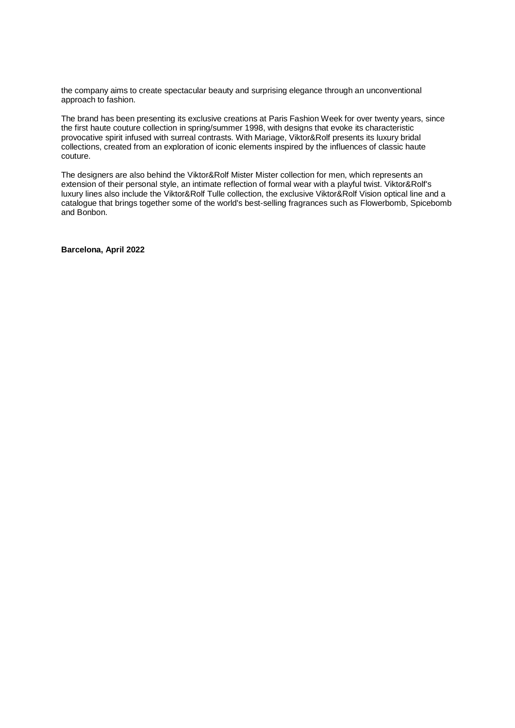the company aims to create spectacular beauty and surprising elegance through an unconventional approach to fashion.

The brand has been presenting its exclusive creations at Paris Fashion Week for over twenty years, since the first haute couture collection in spring/summer 1998, with designs that evoke its characteristic provocative spirit infused with surreal contrasts. With Mariage, Viktor&Rolf presents its luxury bridal collections, created from an exploration of iconic elements inspired by the influences of classic haute couture.

The designers are also behind the Viktor&Rolf Mister Mister collection for men, which represents an extension of their personal style, an intimate reflection of formal wear with a playful twist. Viktor&Rolf's luxury lines also include the Viktor&Rolf Tulle collection, the exclusive Viktor&Rolf Vision optical line and a catalogue that brings together some of the world's best-selling fragrances such as Flowerbomb, Spicebomb and Bonbon.

**Barcelona, April 2022**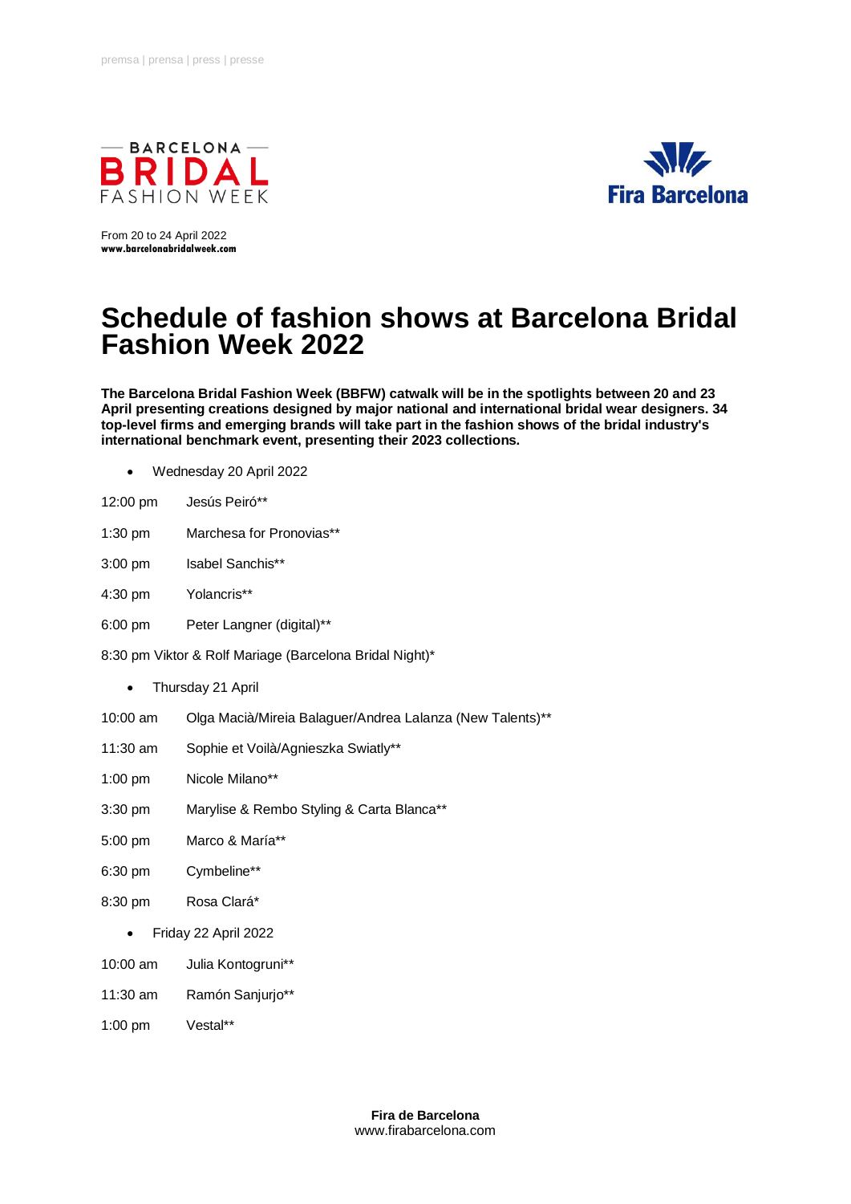premsa | prensa | press | presse

BARCELONA BRIDAL FASHION WEEK

Fira Barcelona

From 20 to 24 April 2022
**www.barcelonabridalweek.com**

# Schedule of fashion shows at Barcelona Bridal Fashion Week 2022

**The Barcelona Bridal Fashion Week (BBFW) catwalk will be in the spotlights between 20 and 23 April presenting creations designed by major national and international bridal wear designers. 34 top-level firms and emerging brands will take part in the fashion shows of the bridal industry's international benchmark event, presenting their 2023 collections.**

- Wednesday 20 April 2022

12:00 pm Jesús Peiró**

1:30 pm Marchesa for Pronovias**

3:00 pm Isabel Sanchis**

4:30 pm Yolancris**

6:00 pm Peter Langner (digital)**

8:30 pm Viktor & Rolf Mariage (Barcelona Bridal Night)*

- Thursday 21 April

10:00 am Olga Macià/Mireia Balaguer/Andrea Lalanza (New Talents)**

11:30 am Sophie et Voilà/Agnieszka Swiatly**

1:00 pm Nicole Milano**

3:30 pm Marylise & Rembo Styling & Carta Blanca**

5:00 pm Marco & María**

6:30 pm Cymbeline**

8:30 pm Rosa Clará*

- Friday 22 April 2022

10:00 am Julia Kontogruni**

11:30 am Ramón Sanjurjo**

1:00 pm Vestal**

**Fira de Barcelona**
www.firabarcelona.com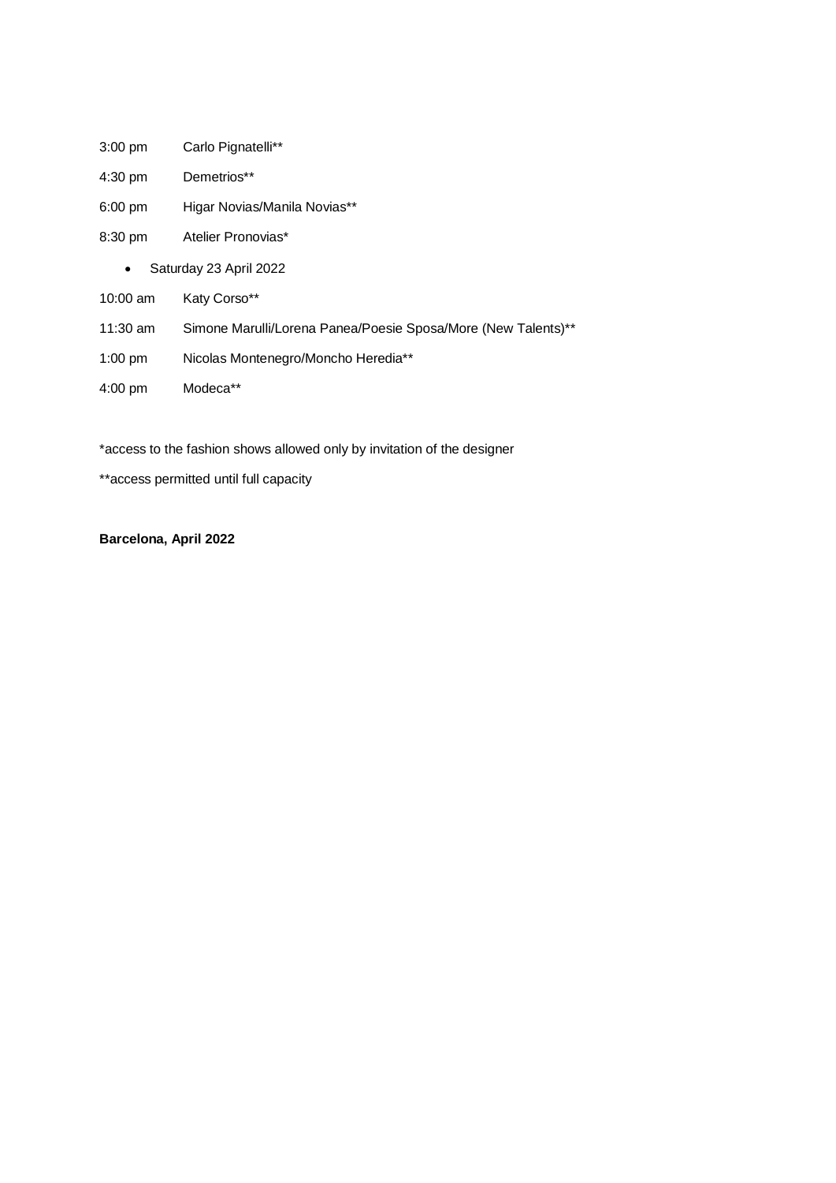3:00 pm Carlo Pignatelli**

4:30 pm Demetrios**

6:00 pm Higar Novias/Manila Novias**

8:30 pm Atelier Pronovias*

- Saturday 23 April 2022

10:00 am Katy Corso**

11:30 am Simone Marulli/Lorena Panea/Poesie Sposa/More (New Talents)**

1:00 pm Nicolas Montenegro/Moncho Heredia**

4:00 pm Modeca**

*access to the fashion shows allowed only by invitation of the designer

**access permitted until full capacity

**Barcelona, April 2022**